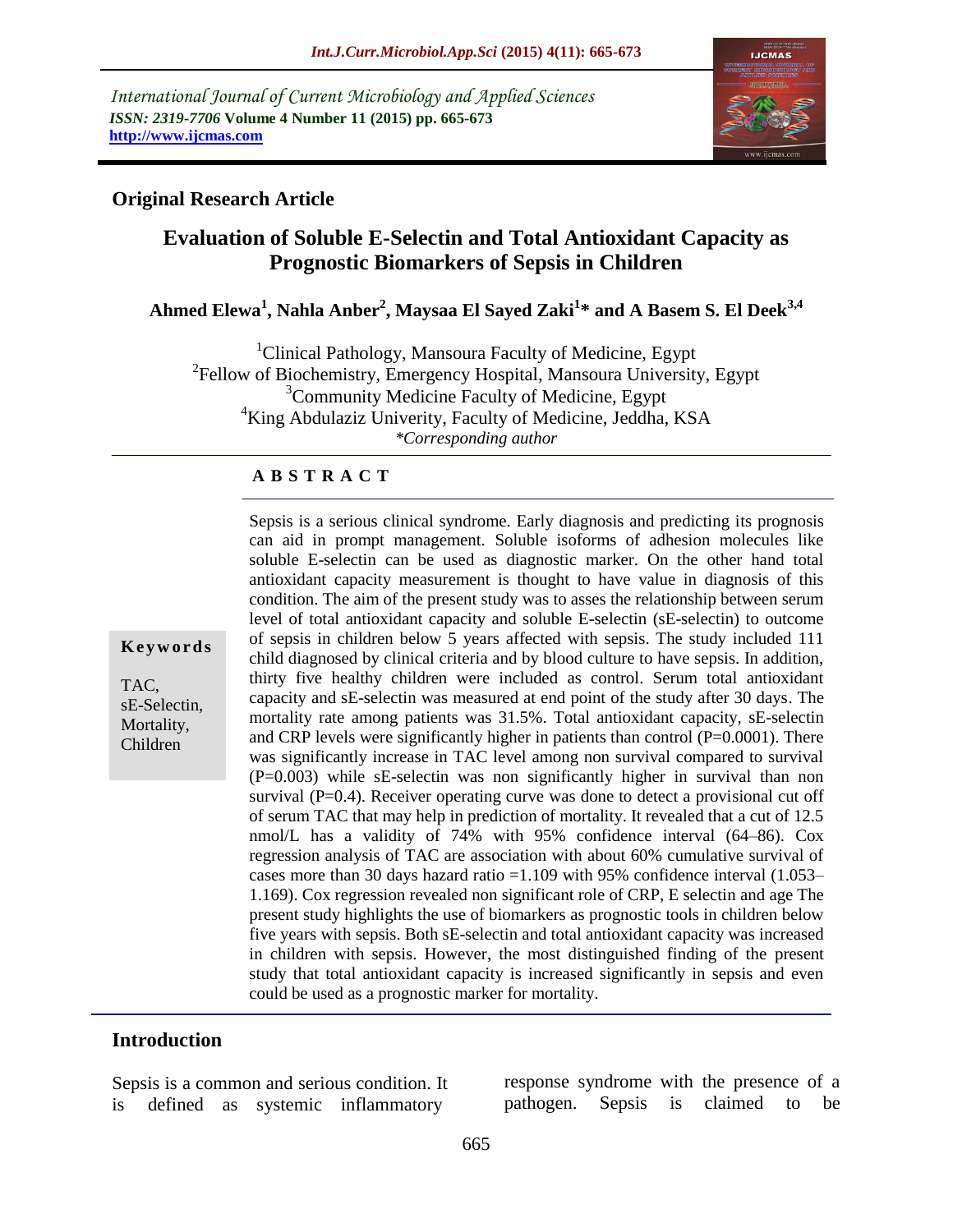International Journal of Current Microbiology and Applied Sciences
*ISSN: 2319-7706* **Volume 4 Number 11 (2015) pp. 665-673**
**http://www.ijcmas.com**

## Original Research Article

# Evaluation of Soluble E-Selectin and Total Antioxidant Capacity as Prognostic Biomarkers of Sepsis in Children

**Ahmed Elewa[1], Nahla Anber[2], Maysaa El Sayed Zaki[1]* and A Basem S. El Deek[3,4]**

[1]Clinical Pathology, Mansoura Faculty of Medicine, Egypt
[2]Fellow of Biochemistry, Emergency Hospital, Mansoura University, Egypt
[3]Community Medicine Faculty of Medicine, Egypt
[4]King Abdulaziz Univerity, Faculty of Medicine, Jeddha, KSA
*\*Corresponding author*

**A B S T R A C T**

**Keywords**

TAC, sE-Selectin, Mortality, Children

Sepsis is a serious clinical syndrome. Early diagnosis and predicting its prognosis can aid in prompt management. Soluble isoforms of adhesion molecules like soluble E-selectin can be used as diagnostic marker. On the other hand total antioxidant capacity measurement is thought to have value in diagnosis of this condition. The aim of the present study was to asses the relationship between serum level of total antioxidant capacity and soluble E-selectin (sE-selectin) to outcome of sepsis in children below 5 years affected with sepsis. The study included 111 child diagnosed by clinical criteria and by blood culture to have sepsis. In addition, thirty five healthy children were included as control. Serum total antioxidant capacity and sE-selectin was measured at end point of the study after 30 days. The mortality rate among patients was 31.5%. Total antioxidant capacity, sE-selectin and CRP levels were significantly higher in patients than control (P=0.0001). There was significantly increase in TAC level among non survival compared to survival (P=0.003) while sE-selectin was non significantly higher in survival than non survival (P=0.4). Receiver operating curve was done to detect a provisional cut off of serum TAC that may help in prediction of mortality. It revealed that a cut of 12.5 nmol/L has a validity of 74% with 95% confidence interval (64–86). Cox regression analysis of TAC are association with about 60% cumulative survival of cases more than 30 days hazard ratio =1.109 with 95% confidence interval (1.053–1.169). Cox regression revealed non significant role of CRP, E selectin and age The present study highlights the use of biomarkers as prognostic tools in children below five years with sepsis. Both sE-selectin and total antioxidant capacity was increased in children with sepsis. However, the most distinguished finding of the present study that total antioxidant capacity is increased significantly in sepsis and even could be used as a prognostic marker for mortality.

## Introduction

Sepsis is a common and serious condition. It is defined as systemic inflammatory response syndrome with the presence of a pathogen. Sepsis is claimed to be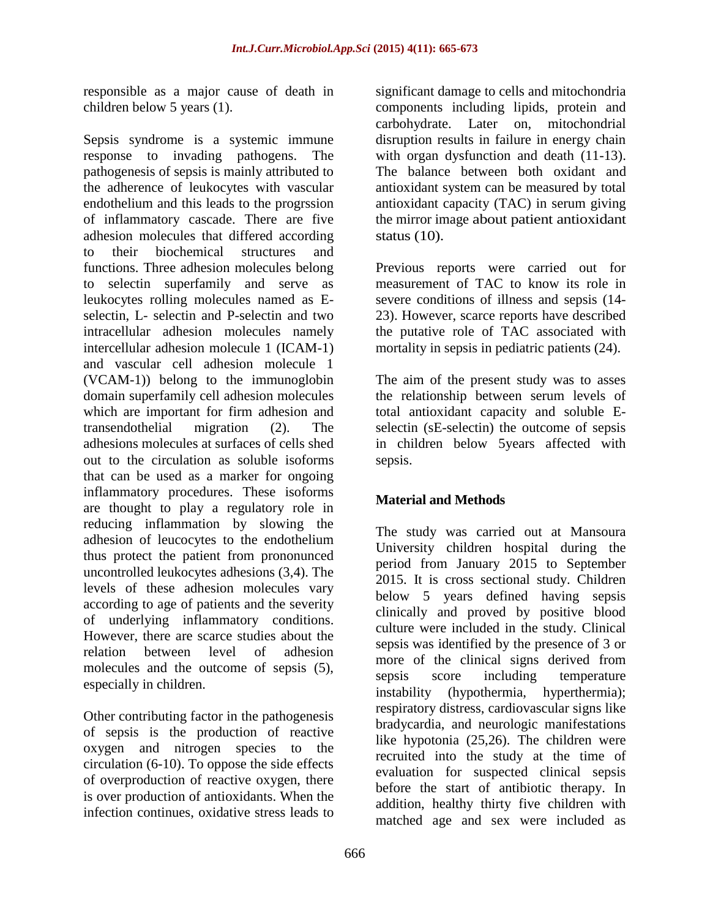responsible as a major cause of death in children below 5 years (1).

Sepsis syndrome is a systemic immune response to invading pathogens. The pathogenesis of sepsis is mainly attributed to the adherence of leukocytes with vascular endothelium and this leads to the progrssion of inflammatory cascade. There are five adhesion molecules that differed according to their biochemical structures and functions. Three adhesion molecules belong to selectin superfamily and serve as leukocytes rolling molecules named as E-selectin, L- selectin and P-selectin and two intracellular adhesion molecules namely intercellular adhesion molecule 1 (ICAM-1) and vascular cell adhesion molecule 1 (VCAM-1)) belong to the immunoglobin domain superfamily cell adhesion molecules which are important for firm adhesion and transendothelial migration (2). The adhesions molecules at surfaces of cells shed out to the circulation as soluble isoforms that can be used as a marker for ongoing inflammatory procedures. These isoforms are thought to play a regulatory role in reducing inflammation by slowing the adhesion of leucocytes to the endothelium thus protect the patient from prononunced uncontrolled leukocytes adhesions (3,4). The levels of these adhesion molecules vary according to age of patients and the severity of underlying inflammatory conditions. However, there are scarce studies about the relation between level of adhesion molecules and the outcome of sepsis (5), especially in children.

Other contributing factor in the pathogenesis of sepsis is the production of reactive oxygen and nitrogen species to the circulation (6-10). To oppose the side effects of overproduction of reactive oxygen, there is over production of antioxidants. When the infection continues, oxidative stress leads to significant damage to cells and mitochondria components including lipids, protein and carbohydrate. Later on, mitochondrial disruption results in failure in energy chain with organ dysfunction and death (11-13). The balance between both oxidant and antioxidant system can be measured by total antioxidant capacity (TAC) in serum giving the mirror image about patient antioxidant status (10).

Previous reports were carried out for measurement of TAC to know its role in severe conditions of illness and sepsis (14-23). However, scarce reports have described the putative role of TAC associated with mortality in sepsis in pediatric patients (24).

The aim of the present study was to asses the relationship between serum levels of total antioxidant capacity and soluble E-selectin (sE-selectin) the outcome of sepsis in children below 5years affected with sepsis.

## Material and Methods

The study was carried out at Mansoura University children hospital during the period from January 2015 to September 2015. It is cross sectional study. Children below 5 years defined having sepsis clinically and proved by positive blood culture were included in the study. Clinical sepsis was identified by the presence of 3 or more of the clinical signs derived from sepsis score including temperature instability (hypothermia, hyperthermia); respiratory distress, cardiovascular signs like bradycardia, and neurologic manifestations like hypotonia (25,26). The children were recruited into the study at the time of evaluation for suspected clinical sepsis before the start of antibiotic therapy. In addition, healthy thirty five children with matched age and sex were included as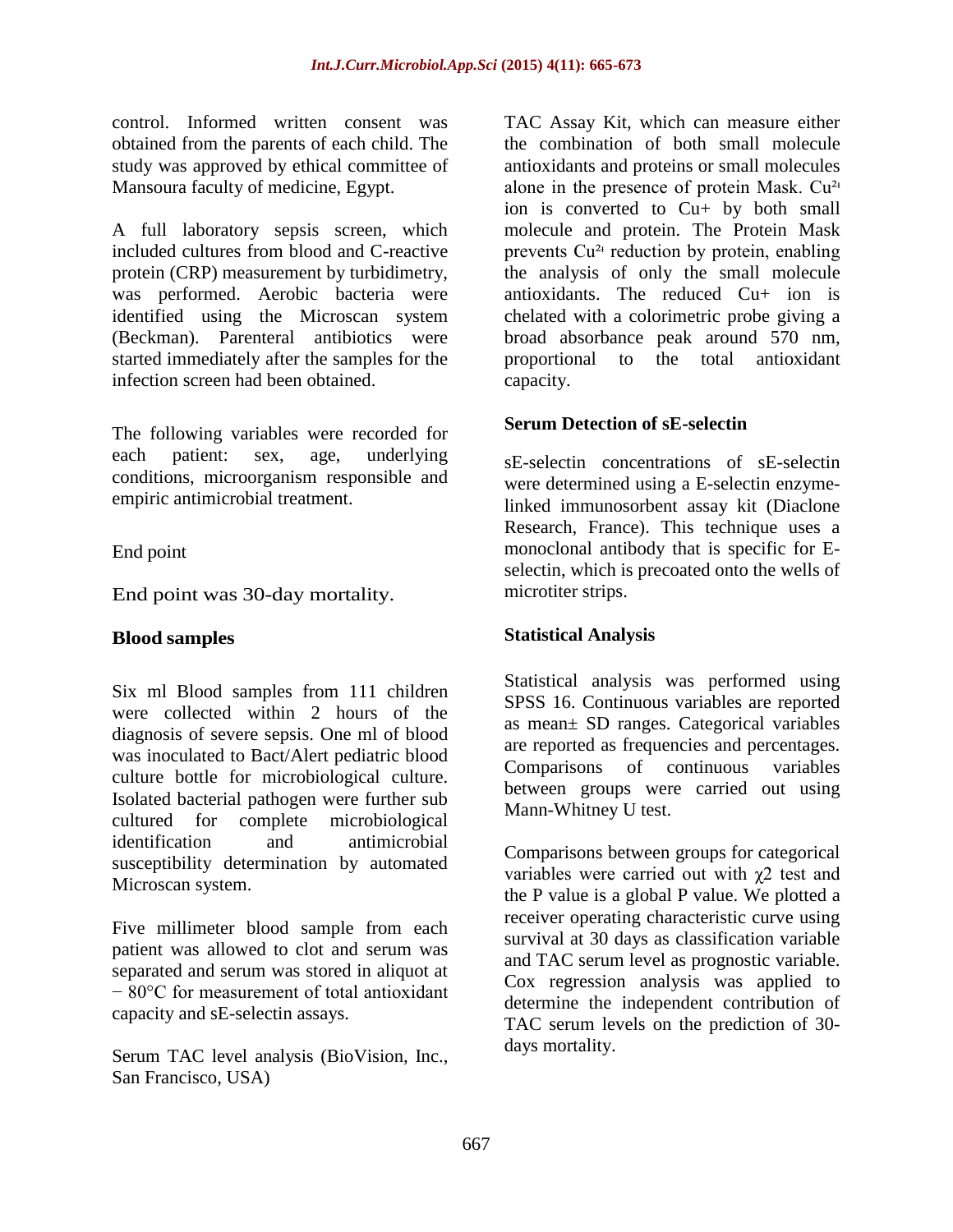control. Informed written consent was obtained from the parents of each child. The study was approved by ethical committee of Mansoura faculty of medicine, Egypt.

A full laboratory sepsis screen, which included cultures from blood and C-reactive protein (CRP) measurement by turbidimetry, was performed. Aerobic bacteria were identified using the Microscan system (Beckman). Parenteral antibiotics were started immediately after the samples for the infection screen had been obtained.

The following variables were recorded for each patient: sex, age, underlying conditions, microorganism responsible and empiric antimicrobial treatment.

End point

End point was 30-day mortality.

### Blood samples

Six ml Blood samples from 111 children were collected within 2 hours of the diagnosis of severe sepsis. One ml of blood was inoculated to Bact/Alert pediatric blood culture bottle for microbiological culture. Isolated bacterial pathogen were further sub cultured for complete microbiological identification and antimicrobial susceptibility determination by automated Microscan system.

Five millimeter blood sample from each patient was allowed to clot and serum was separated and serum was stored in aliquot at − 80°C for measurement of total antioxidant capacity and sE-selectin assays.

Serum TAC level analysis (BioVision, Inc., San Francisco, USA)

TAC Assay Kit, which can measure either the combination of both small molecule antioxidants and proteins or small molecules alone in the presence of protein Mask. $Cu^{2+}$ ion is converted to $Cu^{+}$ by both small molecule and protein. The Protein Mask prevents $Cu^{2+}$ reduction by protein, enabling the analysis of only the small molecule antioxidants. The reduced $Cu^{+}$ ion is chelated with a colorimetric probe giving a broad absorbance peak around 570 nm, proportional to the total antioxidant capacity.

### Serum Detection of sE-selectin

sE-selectin concentrations of sE-selectin were determined using a E-selectin enzyme-linked immunosorbent assay kit (Diaclone Research, France). This technique uses a monoclonal antibody that is specific for E-selectin, which is precoated onto the wells of microtiter strips.

### Statistical Analysis

Statistical analysis was performed using SPSS 16. Continuous variables are reported as mean± SD ranges. Categorical variables are reported as frequencies and percentages. Comparisons of continuous variables between groups were carried out using Mann-Whitney U test.

Comparisons between groups for categorical variables were carried out with $\chi 2$ test and the P value is a global P value. We plotted a receiver operating characteristic curve using survival at 30 days as classification variable and TAC serum level as prognostic variable. Cox regression analysis was applied to determine the independent contribution of TAC serum levels on the prediction of 30-days mortality.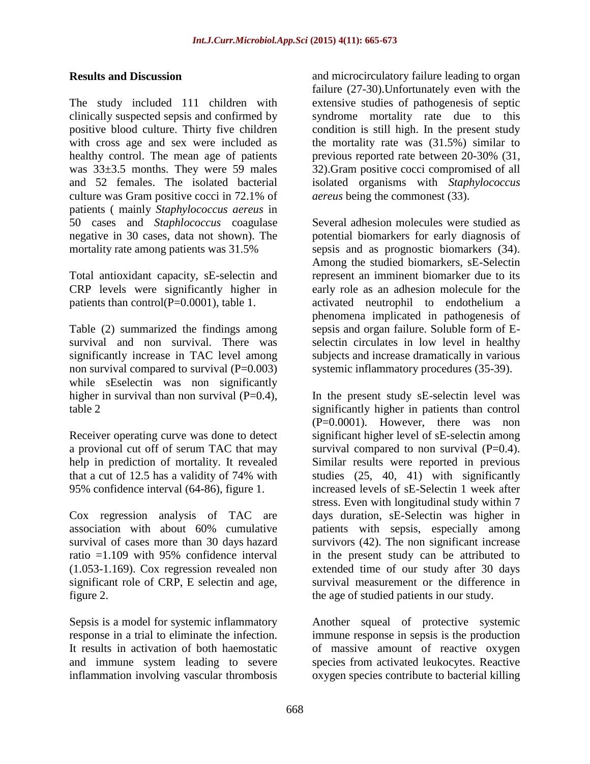## Results and Discussion

The study included 111 children with clinically suspected sepsis and confirmed by positive blood culture. Thirty five children with cross age and sex were included as healthy control. The mean age of patients was 33±3.5 months. They were 59 males and 52 females. The isolated bacterial culture was Gram positive cocci in 72.1% of patients ( mainly *Staphylococcus aereus* in 50 cases and *Staphlococcus* coagulase negative in 30 cases, data not shown). The mortality rate among patients was 31.5%

Total antioxidant capacity, sE-selectin and CRP levels were significantly higher in patients than control(P=0.0001), table 1.

Table (2) summarized the findings among survival and non survival. There was significantly increase in TAC level among non survival compared to survival (P=0.003) while sEselectin was non significantly higher in survival than non survival (P=0.4), table 2

Receiver operating curve was done to detect a provional cut off of serum TAC that may help in prediction of mortality. It revealed that a cut of 12.5 has a validity of 74% with 95% confidence interval (64-86), figure 1.

Cox regression analysis of TAC are association with about 60% cumulative survival of cases more than 30 days hazard ratio =1.109 with 95% confidence interval (1.053-1.169). Cox regression revealed non significant role of CRP, E selectin and age, figure 2.

Sepsis is a model for systemic inflammatory response in a trial to eliminate the infection. It results in activation of both haemostatic and immune system leading to severe inflammation involving vascular thrombosis and microcirculatory failure leading to organ failure (27-30).Unfortunately even with the extensive studies of pathogenesis of septic syndrome mortality rate due to this condition is still high. In the present study the mortality rate was (31.5%) similar to previous reported rate between 20-30% (31, 32).Gram positive cocci compromised of all isolated organisms with *Staphylococcus aereus* being the commonest (33).

Several adhesion molecules were studied as potential biomarkers for early diagnosis of sepsis and as prognostic biomarkers (34). Among the studied biomarkers, sE-Selectin represent an imminent biomarker due to its early role as an adhesion molecule for the activated neutrophil to endothelium a phenomena implicated in pathogenesis of sepsis and organ failure. Soluble form of E-selectin circulates in low level in healthy subjects and increase dramatically in various systemic inflammatory procedures (35-39).

In the present study sE-selectin level was significantly higher in patients than control (P=0.0001). However, there was non significant higher level of sE-selectin among survival compared to non survival (P=0.4). Similar results were reported in previous studies (25, 40, 41) with significantly increased levels of sE-Selectin 1 week after stress. Even with longitudinal study within 7 days duration, sE-Selectin was higher in patients with sepsis, especially among survivors (42). The non significant increase in the present study can be attributed to extended time of our study after 30 days survival measurement or the difference in the age of studied patients in our study.

Another squeal of protective systemic immune response in sepsis is the production of massive amount of reactive oxygen species from activated leukocytes. Reactive oxygen species contribute to bacterial killing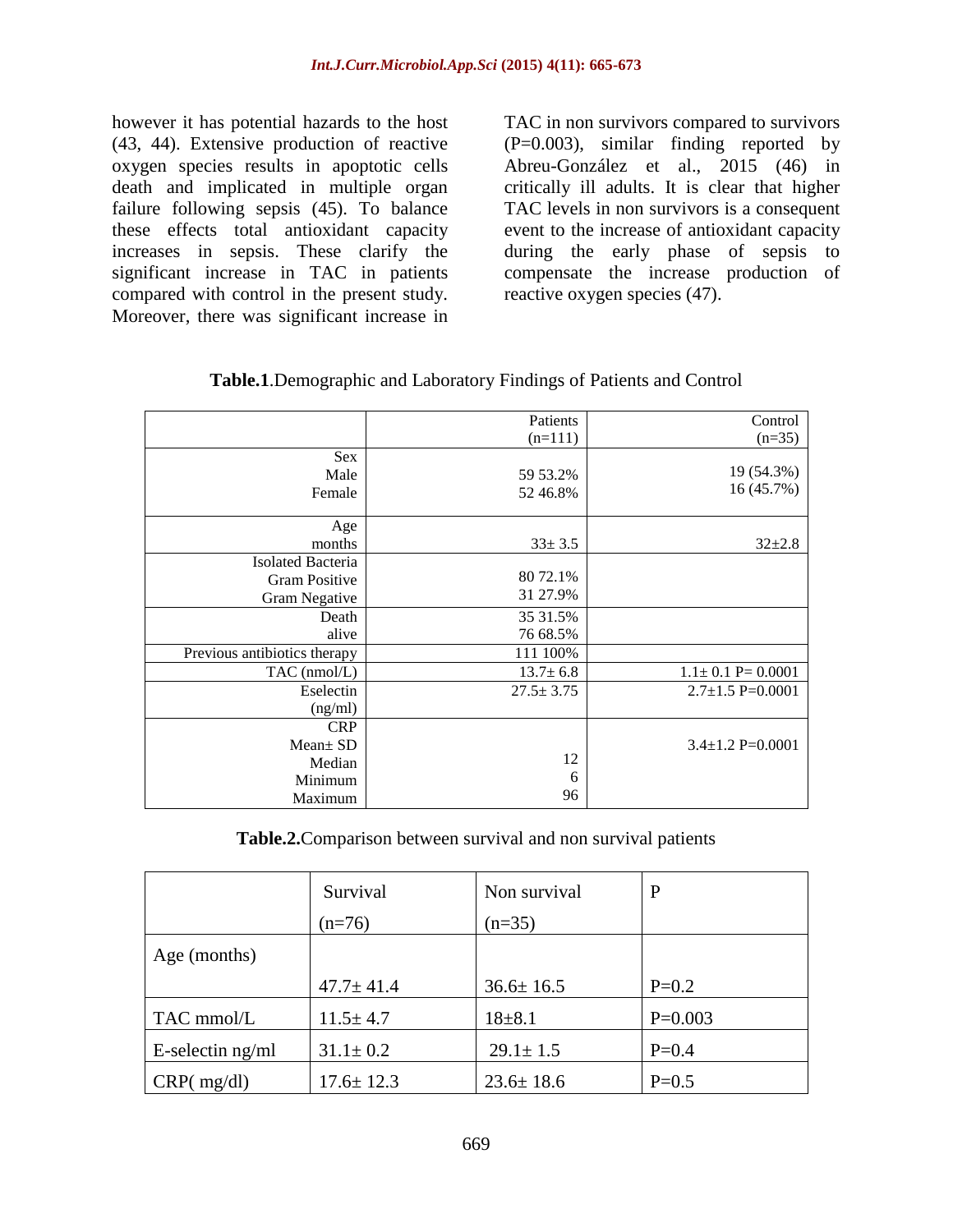however it has potential hazards to the host (43, 44). Extensive production of reactive oxygen species results in apoptotic cells death and implicated in multiple organ failure following sepsis (45). To balance these effects total antioxidant capacity increases in sepsis. These clarify the significant increase in TAC in patients compared with control in the present study. Moreover, there was significant increase in TAC in non survivors compared to survivors (P=0.003), similar finding reported by Abreu-González et al., 2015 (46) in critically ill adults. It is clear that higher TAC levels in non survivors is a consequent event to the increase of antioxidant capacity during the early phase of sepsis to compensate the increase production of reactive oxygen species (47).

**Table.1**.Demographic and Laboratory Findings of Patients and Control

| | Patients (n=111) | Control (n=35) |
|---|---|---|
| Sex | | |
| Male | 59 53.2% | 19 (54.3%) |
| Female | 52 46.8% | 16 (45.7%) |
| Age months | 33± 3.5 | 32±2.8 |
| Isolated Bacteria | | |
| Gram Positive | 80 72.1% | |
| Gram Negative | 31 27.9% | |
| Death | 35 31.5% | |
| alive | 76 68.5% | |
| Previous antibiotics therapy | 111 100% | |
| TAC (nmol/L) | 13.7± 6.8 | 1.1± 0.1 P= 0.0001 |
| Eselectin (ng/ml) | 27.5± 3.75 | 2.7±1.5 P=0.0001 |
| CRP | | |
| Mean± SD | | 3.4±1.2 P=0.0001 |
| Median | 12 | |
| Minimum | 6 | |
| Maximum | 96 | |

**Table.2.**Comparison between survival and non survival patients

| | Survival (n=76) | Non survival (n=35) | P |
|---|---|---|---|
| Age (months) | 47.7± 41.4 | 36.6± 16.5 | P=0.2 |
| TAC mmol/L | 11.5± 4.7 | 18±8.1 | P=0.003 |
| E-selectin ng/ml | 31.1± 0.2 | 29.1± 1.5 | P=0.4 |
| CRP( mg/dl) | 17.6± 12.3 | 23.6± 18.6 | P=0.5 |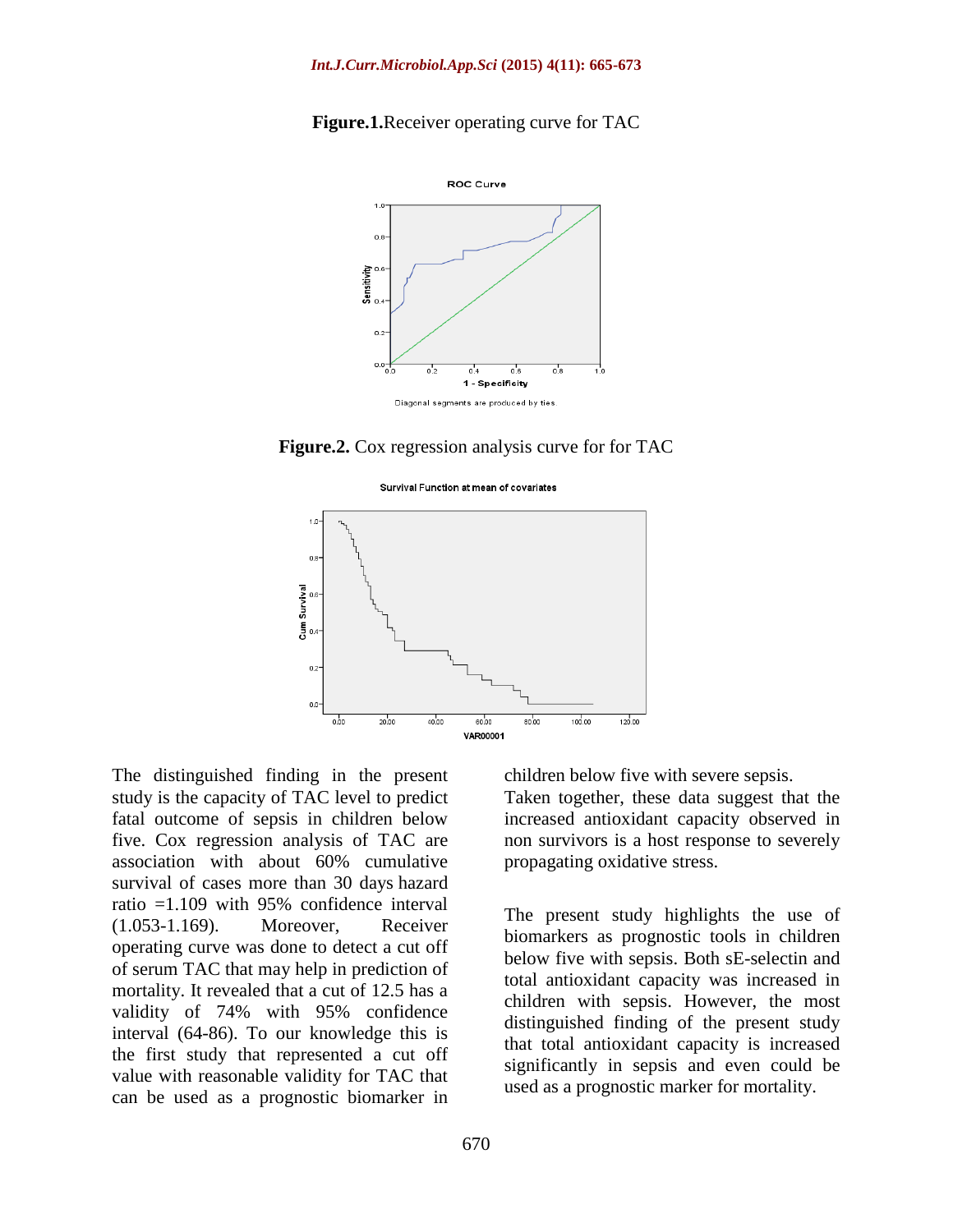**Figure.1.** Receiver operating curve for TAC

**Figure.2.** Cox regression analysis curve for for TAC

The distinguished finding in the present study is the capacity of TAC level to predict fatal outcome of sepsis in children below five. Cox regression analysis of TAC are association with about 60% cumulative survival of cases more than 30 days hazard ratio =1.109 with 95% confidence interval (1.053-1.169). Moreover, Receiver operating curve was done to detect a cut off of serum TAC that may help in prediction of mortality. It revealed that a cut of 12.5 has a validity of 74% with 95% confidence interval (64-86). To our knowledge this is the first study that represented a cut off value with reasonable validity for TAC that can be used as a prognostic biomarker in children below five with severe sepsis.

Taken together, these data suggest that the increased antioxidant capacity observed in non survivors is a host response to severely propagating oxidative stress.

The present study highlights the use of biomarkers as prognostic tools in children below five with sepsis. Both sE-selectin and total antioxidant capacity was increased in children with sepsis. However, the most distinguished finding of the present study that total antioxidant capacity is increased significantly in sepsis and even could be used as a prognostic marker for mortality.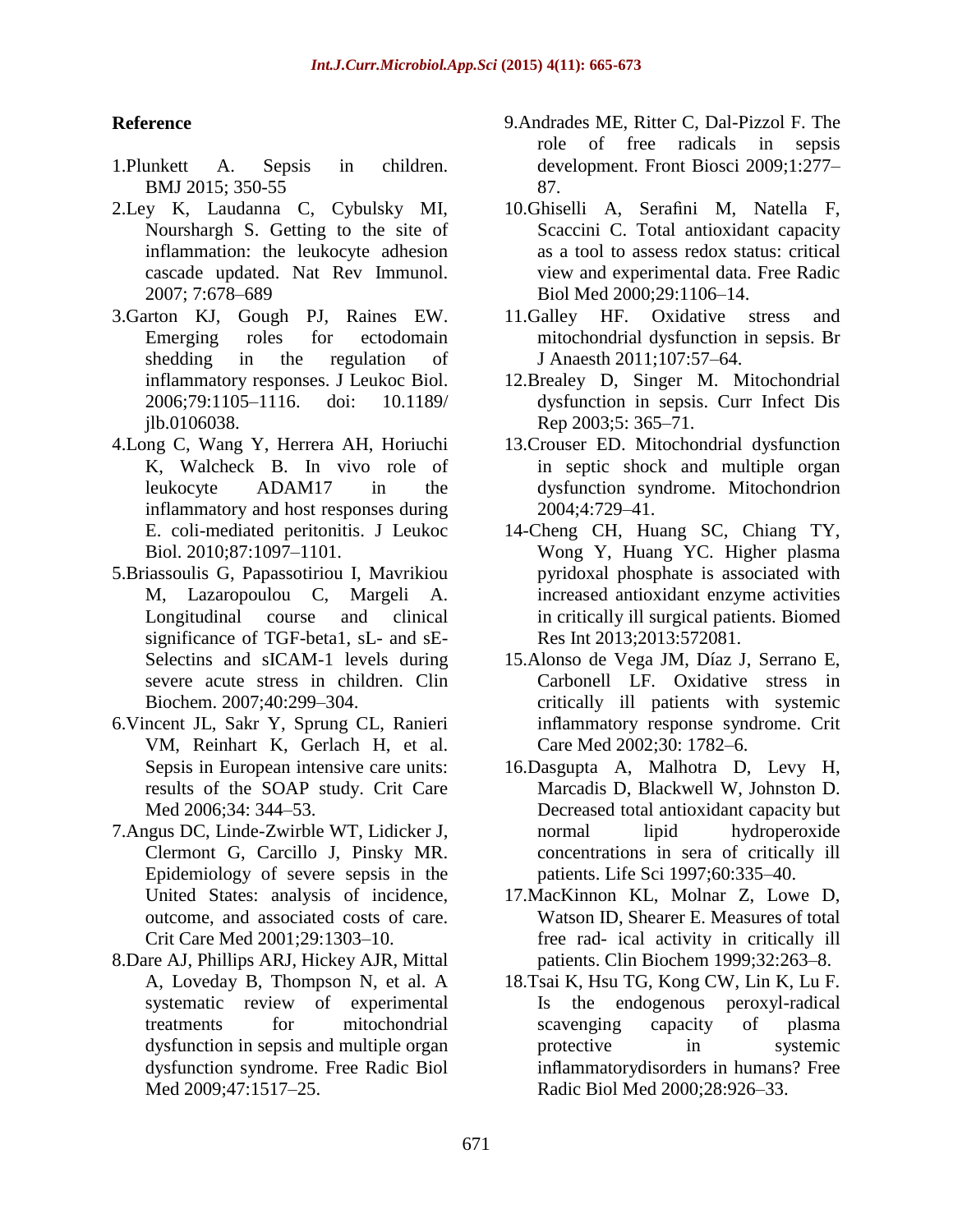## Reference

1. Plunkett A. Sepsis in children. BMJ 2015; 350-55
2. Ley K, Laudanna C, Cybulsky MI, Nourshargh S. Getting to the site of inflammation: the leukocyte adhesion cascade updated. Nat Rev Immunol. 2007; 7:678–689
3. Garton KJ, Gough PJ, Raines EW. Emerging roles for ectodomain shedding in the regulation of inflammatory responses. J Leukoc Biol. 2006;79:1105–1116. doi: 10.1189/jlb.0106038.
4. Long C, Wang Y, Herrera AH, Horiuchi K, Walcheck B. In vivo role of leukocyte ADAM17 in the inflammatory and host responses during E. coli-mediated peritonitis. J Leukoc Biol. 2010;87:1097–1101.
5. Briassoulis G, Papassotiriou I, Mavrikiou M, Lazaropoulou C, Margeli A. Longitudinal course and clinical significance of TGF-beta1, sL- and sE-Selectins and sICAM-1 levels during severe acute stress in children. Clin Biochem. 2007;40:299–304.
6. Vincent JL, Sakr Y, Sprung CL, Ranieri VM, Reinhart K, Gerlach H, et al. Sepsis in European intensive care units: results of the SOAP study. Crit Care Med 2006;34: 344–53.
7. Angus DC, Linde-Zwirble WT, Lidicker J, Clermont G, Carcillo J, Pinsky MR. Epidemiology of severe sepsis in the United States: analysis of incidence, outcome, and associated costs of care. Crit Care Med 2001;29:1303–10.
8. Dare AJ, Phillips ARJ, Hickey AJR, Mittal A, Loveday B, Thompson N, et al. A systematic review of experimental treatments for mitochondrial dysfunction in sepsis and multiple organ dysfunction syndrome. Free Radic Biol Med 2009;47:1517–25.
9. Andrades ME, Ritter C, Dal-Pizzol F. The role of free radicals in sepsis development. Front Biosci 2009;1:277–87.
10. Ghiselli A, Serafini M, Natella F, Scaccini C. Total antioxidant capacity as a tool to assess redox status: critical view and experimental data. Free Radic Biol Med 2000;29:1106–14.
11. Galley HF. Oxidative stress and mitochondrial dysfunction in sepsis. Br J Anaesth 2011;107:57–64.
12. Brealey D, Singer M. Mitochondrial dysfunction in sepsis. Curr Infect Dis Rep 2003;5: 365–71.
13. Crouser ED. Mitochondrial dysfunction in septic shock and multiple organ dysfunction syndrome. Mitochondrion 2004;4:729–41.
14. Cheng CH, Huang SC, Chiang TY, Wong Y, Huang YC. Higher plasma pyridoxal phosphate is associated with increased antioxidant enzyme activities in critically ill surgical patients. Biomed Res Int 2013;2013:572081.
15. Alonso de Vega JM, Díaz J, Serrano E, Carbonell LF. Oxidative stress in critically ill patients with systemic inflammatory response syndrome. Crit Care Med 2002;30: 1782–6.
16. Dasgupta A, Malhotra D, Levy H, Marcadis D, Blackwell W, Johnston D. Decreased total antioxidant capacity but normal lipid hydroperoxide concentrations in sera of critically ill patients. Life Sci 1997;60:335–40.
17. MacKinnon KL, Molnar Z, Lowe D, Watson ID, Shearer E. Measures of total free rad- ical activity in critically ill patients. Clin Biochem 1999;32:263–8.
18. Tsai K, Hsu TG, Kong CW, Lin K, Lu F. Is the endogenous peroxyl-radical scavenging capacity of plasma protective in systemic inflammatorydisorders in humans? Free Radic Biol Med 2000;28:926–33.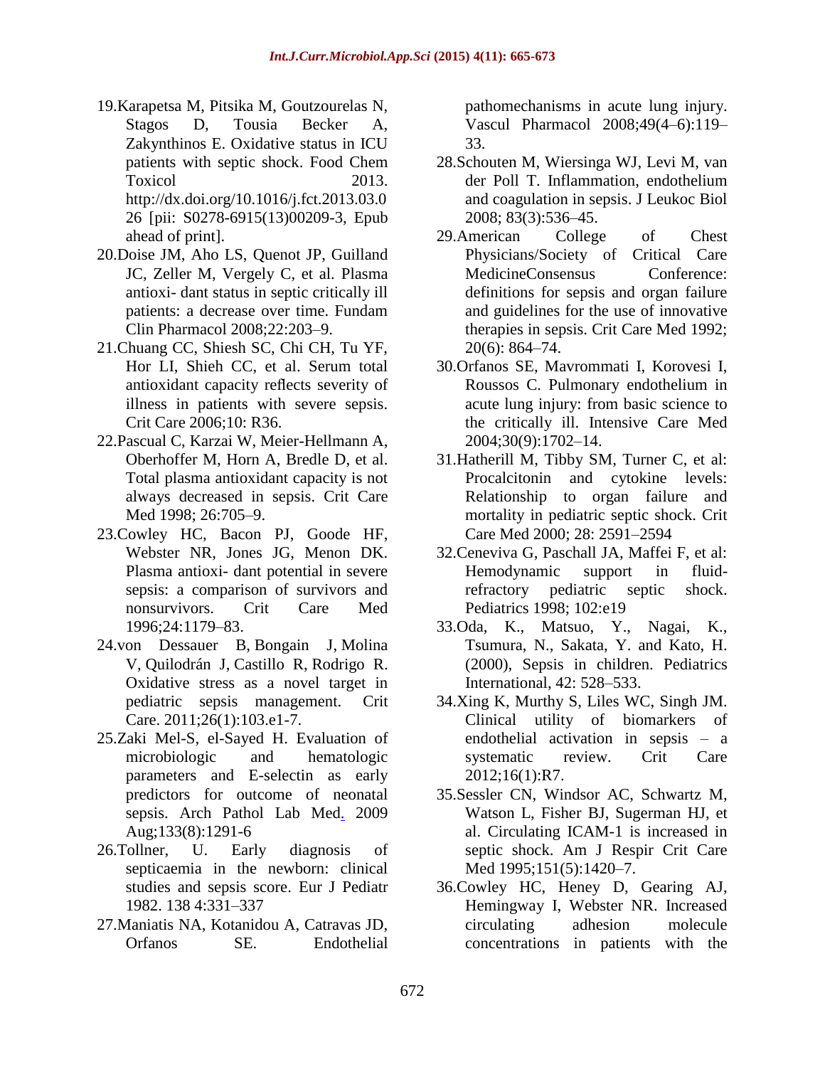19. Karapetsa M, Pitsika M, Goutzourelas N, Stagos D, Tousia Becker A, Zakynthinos E. Oxidative status in ICU patients with septic shock. Food Chem Toxicol 2013. http://dx.doi.org/10.1016/j.fct.2013.03.026 [pii: S0278-6915(13)00209-3, Epub ahead of print].
20. Doise JM, Aho LS, Quenot JP, Guilland JC, Zeller M, Vergely C, et al. Plasma antioxi- dant status in septic critically ill patients: a decrease over time. Fundam Clin Pharmacol 2008;22:203–9.
21. Chuang CC, Shiesh SC, Chi CH, Tu YF, Hor LI, Shieh CC, et al. Serum total antioxidant capacity reflects severity of illness in patients with severe sepsis. Crit Care 2006;10: R36.
22. Pascual C, Karzai W, Meier-Hellmann A, Oberhoffer M, Horn A, Bredle D, et al. Total plasma antioxidant capacity is not always decreased in sepsis. Crit Care Med 1998; 26:705–9.
23. Cowley HC, Bacon PJ, Goode HF, Webster NR, Jones JG, Menon DK. Plasma antioxi- dant potential in severe sepsis: a comparison of survivors and nonsurvivors. Crit Care Med 1996;24:1179–83.
24. von Dessauer B, Bongain J, Molina V, Quilodrán J, Castillo R, Rodrigo R. Oxidative stress as a novel target in pediatric sepsis management. Crit Care. 2011;26(1):103.e1-7.
25. Zaki Mel-S, el-Sayed H. Evaluation of microbiologic and hematologic parameters and E-selectin as early predictors for outcome of neonatal sepsis. Arch Pathol Lab Med. 2009 Aug;133(8):1291-6
26. Tollner, U. Early diagnosis of septicaemia in the newborn: clinical studies and sepsis score. Eur J Pediatr 1982. 138 4:331–337
27. Maniatis NA, Kotanidou A, Catravas JD, Orfanos SE. Endothelial pathomechanisms in acute lung injury. Vascul Pharmacol 2008;49(4–6):119–33.
28. Schouten M, Wiersinga WJ, Levi M, van der Poll T. Inflammation, endothelium and coagulation in sepsis. J Leukoc Biol 2008; 83(3):536–45.
29. American College of Chest Physicians/Society of Critical Care MedicineConsensus Conference: definitions for sepsis and organ failure and guidelines for the use of innovative therapies in sepsis. Crit Care Med 1992; 20(6): 864–74.
30. Orfanos SE, Mavrommati I, Korovesi I, Roussos C. Pulmonary endothelium in acute lung injury: from basic science to the critically ill. Intensive Care Med 2004;30(9):1702–14.
31. Hatherill M, Tibby SM, Turner C, et al: Procalcitonin and cytokine levels: Relationship to organ failure and mortality in pediatric septic shock. Crit Care Med 2000; 28: 2591–2594
32. Ceneviva G, Paschall JA, Maffei F, et al: Hemodynamic support in fluid-refractory pediatric septic shock. Pediatrics 1998; 102:e19
33. Oda, K., Matsuo, Y., Nagai, K., Tsumura, N., Sakata, Y. and Kato, H. (2000), Sepsis in children. Pediatrics International, 42: 528–533.
34. Xing K, Murthy S, Liles WC, Singh JM. Clinical utility of biomarkers of endothelial activation in sepsis – a systematic review. Crit Care 2012;16(1):R7.
35. Sessler CN, Windsor AC, Schwartz M, Watson L, Fisher BJ, Sugerman HJ, et al. Circulating ICAM-1 is increased in septic shock. Am J Respir Crit Care Med 1995;151(5):1420–7.
36. Cowley HC, Heney D, Gearing AJ, Hemingway I, Webster NR. Increased circulating adhesion molecule concentrations in patients with the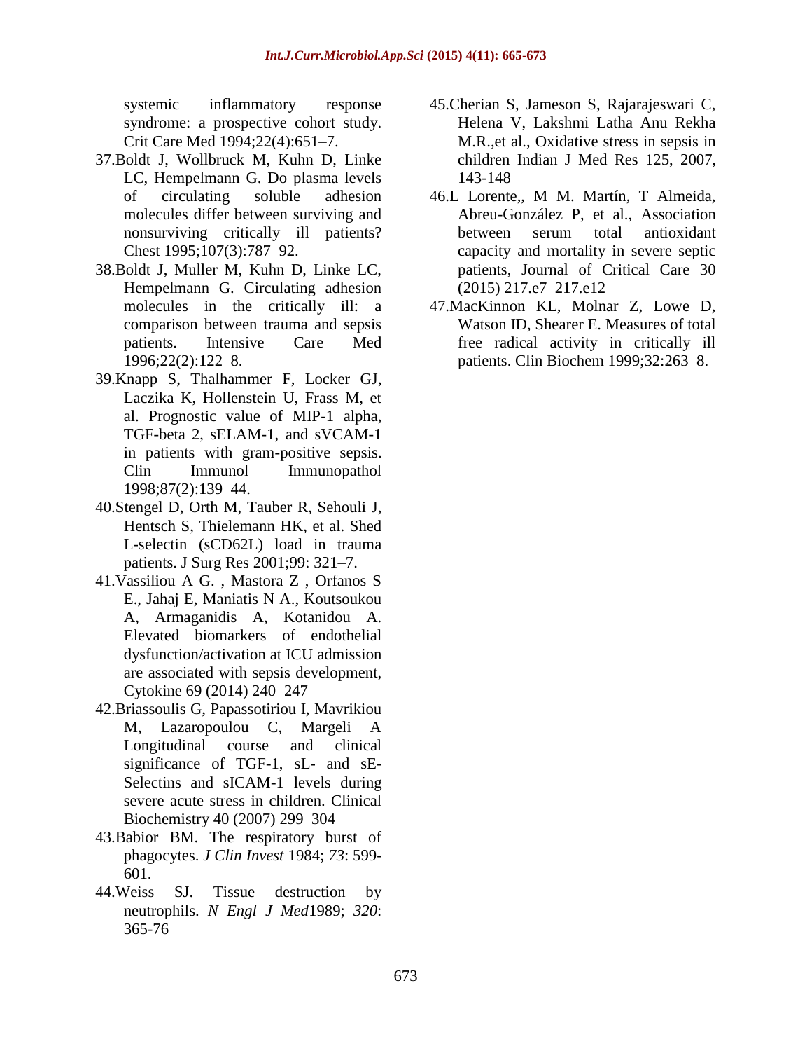systemic inflammatory response syndrome: a prospective cohort study. Crit Care Med 1994;22(4):651–7.

37. Boldt J, Wollbruck M, Kuhn D, Linke LC, Hempelmann G. Do plasma levels of circulating soluble adhesion molecules differ between surviving and nonsurviving critically ill patients? Chest 1995;107(3):787–92.
38. Boldt J, Muller M, Kuhn D, Linke LC, Hempelmann G. Circulating adhesion molecules in the critically ill: a comparison between trauma and sepsis patients. Intensive Care Med 1996;22(2):122–8.
39. Knapp S, Thalhammer F, Locker GJ, Laczika K, Hollenstein U, Frass M, et al. Prognostic value of MIP-1 alpha, TGF-beta 2, sELAM-1, and sVCAM-1 in patients with gram-positive sepsis. Clin Immunol Immunopathol 1998;87(2):139–44.
40. Stengel D, Orth M, Tauber R, Sehouli J, Hentsch S, Thielemann HK, et al. Shed L-selectin (sCD62L) load in trauma patients. J Surg Res 2001;99: 321–7.
41. Vassiliou A G. , Mastora Z , Orfanos S E., Jahaj E, Maniatis N A., Koutsoukou A, Armaganidis A, Kotanidou A. Elevated biomarkers of endothelial dysfunction/activation at ICU admission are associated with sepsis development, Cytokine 69 (2014) 240–247
42. Briassoulis G, Papassotiriou I, Mavrikiou M, Lazaropoulou C, Margeli A Longitudinal course and clinical significance of TGF-1, sL- and sE-Selectins and sICAM-1 levels during severe acute stress in children. Clinical Biochemistry 40 (2007) 299–304
43. Babior BM. The respiratory burst of phagocytes. *J Clin Invest* 1984; *73*: 599-601.
44. Weiss SJ. Tissue destruction by neutrophils. *N Engl J Med*1989; *320*: 365-76
45. Cherian S, Jameson S, Rajarajeswari C, Helena V, Lakshmi Latha Anu Rekha M.R.,et al., Oxidative stress in sepsis in children Indian J Med Res 125, 2007, 143-148
46. L Lorente,, M M. Martín, T Almeida, Abreu-González P, et al., Association between serum total antioxidant capacity and mortality in severe septic patients, Journal of Critical Care 30 (2015) 217.e7–217.e12
47. MacKinnon KL, Molnar Z, Lowe D, Watson ID, Shearer E. Measures of total free radical activity in critically ill patients. Clin Biochem 1999;32:263–8.